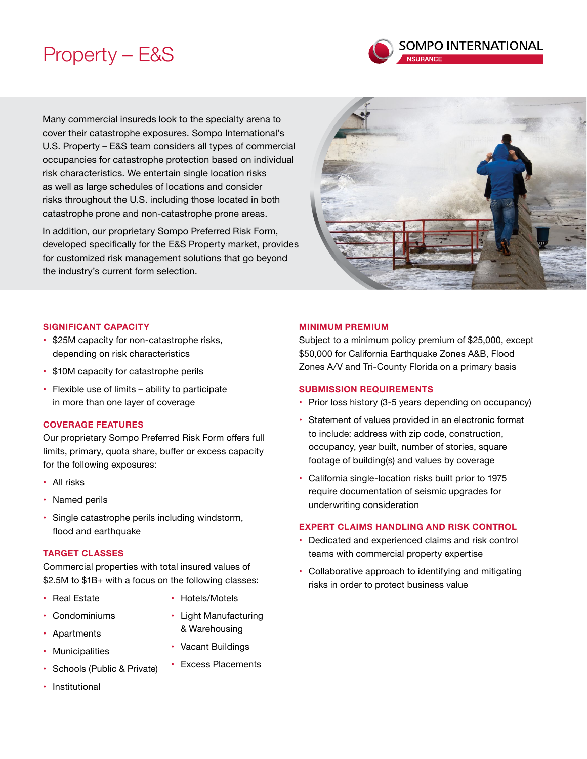# Property – E&S

SOMPO INTERNATIONAL
INSURANCE

Many commercial insureds look to the specialty arena to cover their catastrophe exposures. Sompo International's U.S. Property – E&S team considers all types of commercial occupancies for catastrophe protection based on individual risk characteristics. We entertain single location risks as well as large schedules of locations and consider risks throughout the U.S. including those located in both catastrophe prone and non-catastrophe prone areas.

In addition, our proprietary Sompo Preferred Risk Form, developed specifically for the E&S Property market, provides for customized risk management solutions that go beyond the industry's current form selection.

## SIGNIFICANT CAPACITY

- $25M capacity for non-catastrophe risks, depending on risk characteristics
- $10M capacity for catastrophe perils
- Flexible use of limits – ability to participate in more than one layer of coverage

## COVERAGE FEATURES

Our proprietary Sompo Preferred Risk Form offers full limits, primary, quota share, buffer or excess capacity for the following exposures:

- All risks
- Named perils
- Single catastrophe perils including windstorm, flood and earthquake

## TARGET CLASSES

Commercial properties with total insured values of $2.5M to $1B+ with a focus on the following classes:

- Real Estate
- Condominiums
- Apartments
- Municipalities
- Schools (Public & Private)
- Institutional
- Hotels/Motels
- Light Manufacturing & Warehousing
- Vacant Buildings
- Excess Placements

## MINIMUM PREMIUM

Subject to a minimum policy premium of $25,000, except $50,000 for California Earthquake Zones A&B, Flood Zones A/V and Tri-County Florida on a primary basis

## SUBMISSION REQUIREMENTS

- Prior loss history (3-5 years depending on occupancy)
- Statement of values provided in an electronic format to include: address with zip code, construction, occupancy, year built, number of stories, square footage of building(s) and values by coverage
- California single-location risks built prior to 1975 require documentation of seismic upgrades for underwriting consideration

## EXPERT CLAIMS HANDLING AND RISK CONTROL

- Dedicated and experienced claims and risk control teams with commercial property expertise
- Collaborative approach to identifying and mitigating risks in order to protect business value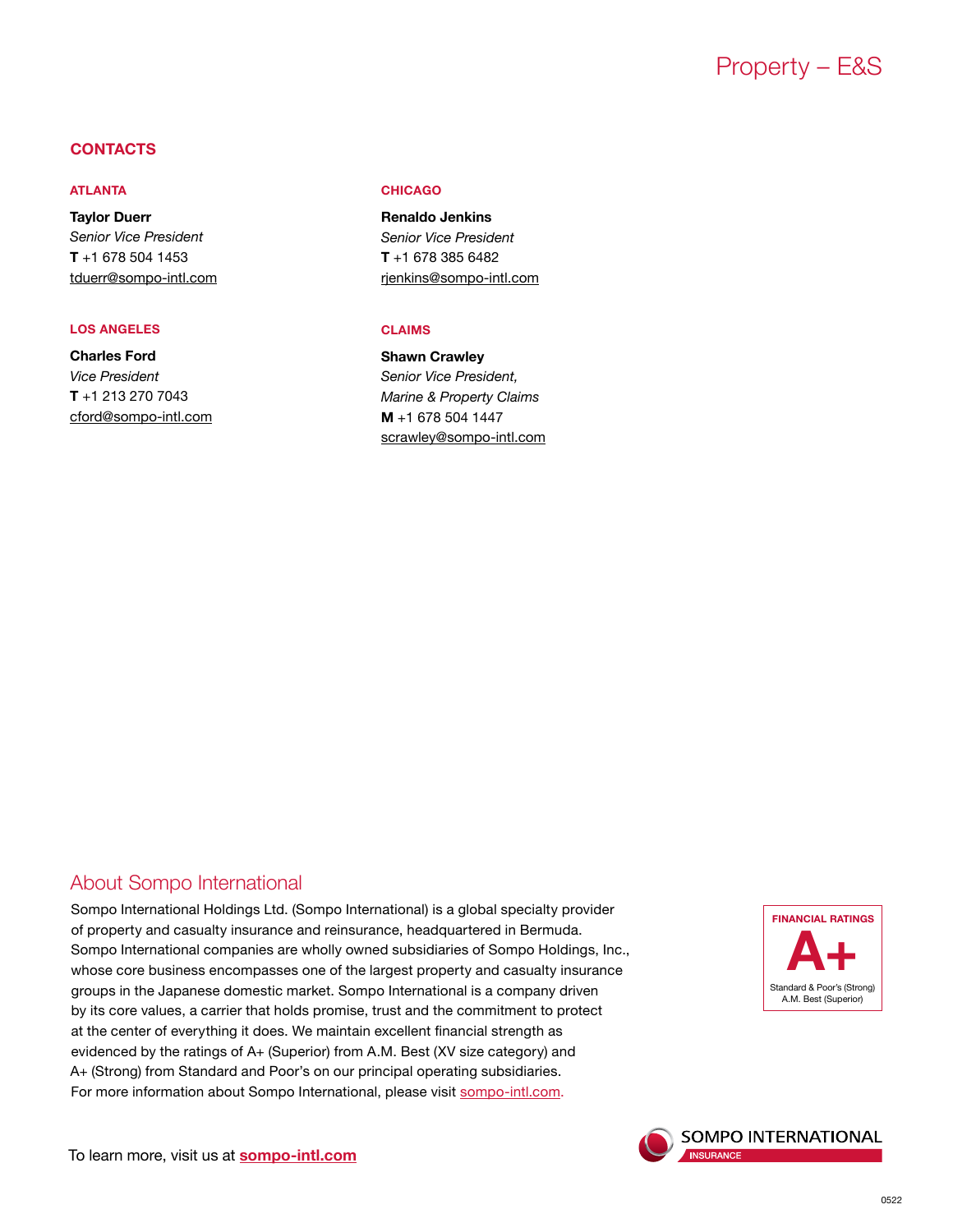# Property – E&S

## CONTACTS

### ATLANTA

**Taylor Duerr**
*Senior Vice President*
**T** +1 678 504 1453
tduerr@sompo-intl.com

### CHICAGO

**Renaldo Jenkins**
*Senior Vice President*
**T** +1 678 385 6482
rjenkins@sompo-intl.com

### LOS ANGELES

**Charles Ford**
*Vice President*
**T** +1 213 270 7043
cford@sompo-intl.com

### CLAIMS

**Shawn Crawley**
*Senior Vice President,*
*Marine & Property Claims*
**M** +1 678 504 1447
scrawley@sompo-intl.com

## About Sompo International

Sompo International Holdings Ltd. (Sompo International) is a global specialty provider of property and casualty insurance and reinsurance, headquartered in Bermuda. Sompo International companies are wholly owned subsidiaries of Sompo Holdings, Inc., whose core business encompasses one of the largest property and casualty insurance groups in the Japanese domestic market. Sompo International is a company driven by its core values, a carrier that holds promise, trust and the commitment to protect at the center of everything it does. We maintain excellent financial strength as evidenced by the ratings of A+ (Superior) from A.M. Best (XV size category) and A+ (Strong) from Standard and Poor's on our principal operating subsidiaries. For more information about Sompo International, please visit sompo-intl.com.

FINANCIAL RATINGS
A+
Standard & Poor's (Strong)
A.M. Best (Superior)

To learn more, visit us at **sompo-intl.com**

SOMPO INTERNATIONAL
INSURANCE

0522